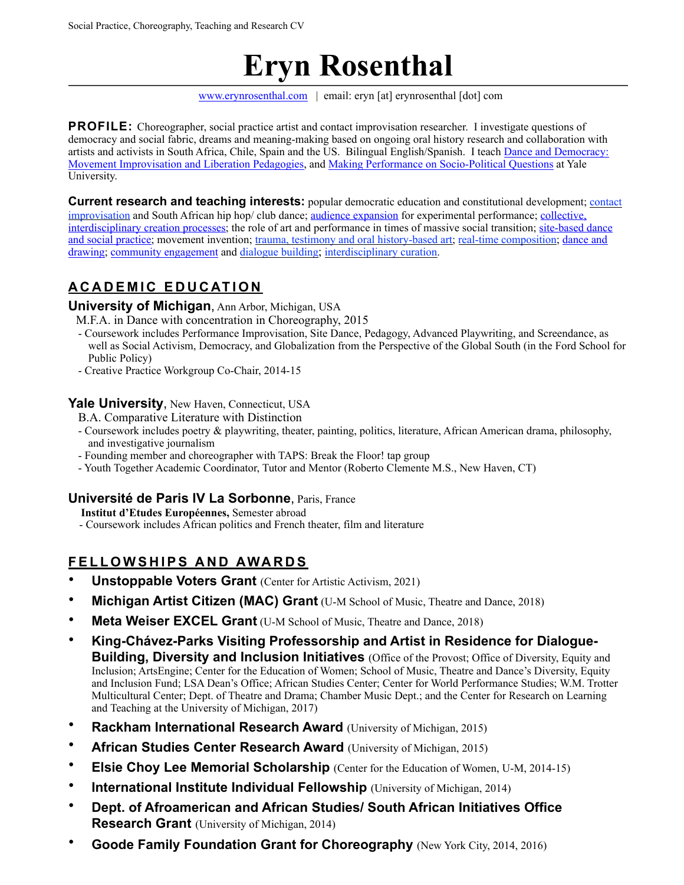# Eryn Rosenthal

www.erynrosenthal.com | email: eryn [at] erynrosenthal [dot] com

**PROFILE:** Choreographer, social practice artist and contact improvisation researcher. I investigate questions of democracy and social fabric, dreams and meaning-making based on ongoing oral history research and collaboration with artists and activists in South Africa, Chile, Spain and the US. Bilingual English/Spanish. I teach Dance and Democracy: Movement Improvisation and Liberation Pedagogies, and Making Performance on Socio-Political Questions at Yale University.

**Current research and teaching interests:** popular democratic education and constitutional development; contact improvisation and South African hip hop/ club dance; audience expansion for experimental performance; collective, interdisciplinary creation processes; the role of art and performance in times of massive social transition; site-based dance and social practice; movement invention; trauma, testimony and oral history-based art; real-time composition; dance and drawing; community engagement and dialogue building; interdisciplinary curation.

## ACADEMIC EDUCATION

### University of Michigan, Ann Arbor, Michigan, USA

M.F.A. in Dance with concentration in Choreography, 2015

- Coursework includes Performance Improvisation, Site Dance, Pedagogy, Advanced Playwriting, and Screendance, as well as Social Activism, Democracy, and Globalization from the Perspective of the Global South (in the Ford School for Public Policy)
- Creative Practice Workgroup Co-Chair, 2014-15

### Yale University, New Haven, Connecticut, USA

B.A. Comparative Literature with Distinction

- Coursework includes poetry & playwriting, theater, painting, politics, literature, African American drama, philosophy, and investigative journalism
- Founding member and choreographer with TAPS: Break the Floor! tap group
- Youth Together Academic Coordinator, Tutor and Mentor (Roberto Clemente M.S., New Haven, CT)

### Université de Paris IV La Sorbonne, Paris, France

**Institut d'Etudes Européennes,** Semester abroad

- Coursework includes African politics and French theater, film and literature

## FELLOWSHIPS AND AWARDS

- **Unstoppable Voters Grant** (Center for Artistic Activism, 2021)
- **Michigan Artist Citizen (MAC) Grant** (U-M School of Music, Theatre and Dance, 2018)
- **Meta Weiser EXCEL Grant** (U-M School of Music, Theatre and Dance, 2018)
- **King-Chávez-Parks Visiting Professorship and Artist in Residence for Dialogue-Building, Diversity and Inclusion Initiatives** (Office of the Provost; Office of Diversity, Equity and Inclusion; ArtsEngine; Center for the Education of Women; School of Music, Theatre and Dance's Diversity, Equity and Inclusion Fund; LSA Dean's Office; African Studies Center; Center for World Performance Studies; W.M. Trotter Multicultural Center; Dept. of Theatre and Drama; Chamber Music Dept.; and the Center for Research on Learning and Teaching at the University of Michigan, 2017)
- **Rackham International Research Award** (University of Michigan, 2015)
- **African Studies Center Research Award** (University of Michigan, 2015)
- **Elsie Choy Lee Memorial Scholarship** (Center for the Education of Women, U-M, 2014-15)
- **International Institute Individual Fellowship** (University of Michigan, 2014)
- **Dept. of Afroamerican and African Studies/ South African Initiatives Office Research Grant** (University of Michigan, 2014)
- **Goode Family Foundation Grant for Choreography** (New York City, 2014, 2016)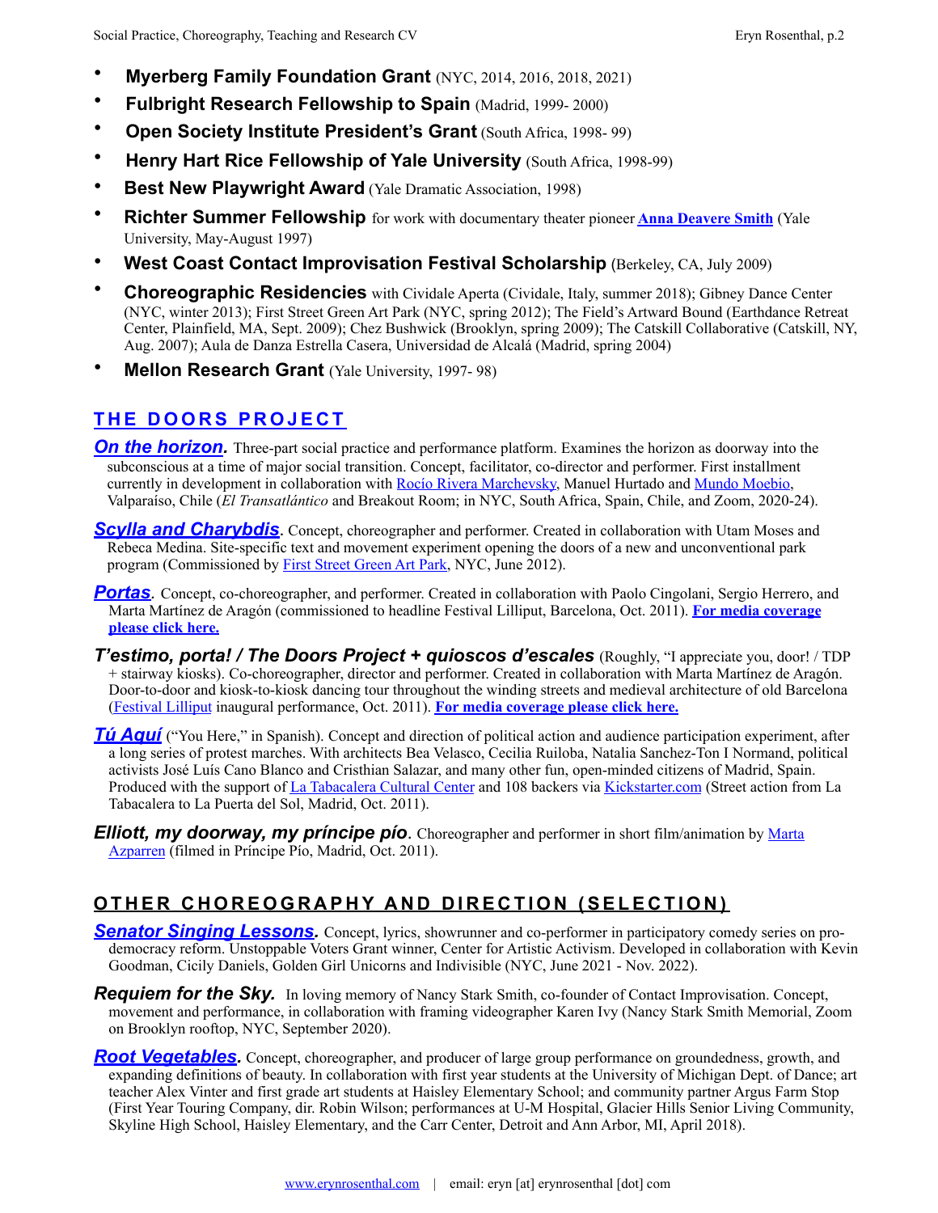- **Myerberg Family Foundation Grant** (NYC, 2014, 2016, 2018, 2021)
- **Fulbright Research Fellowship to Spain** (Madrid, 1999- 2000)
- **Open Society Institute President's Grant** (South Africa, 1998- 99)
- **Henry Hart Rice Fellowship of Yale University** (South Africa, 1998-99)
- **Best New Playwright Award** (Yale Dramatic Association, 1998)
- **Richter Summer Fellowship** for work with documentary theater pioneer **Anna Deavere Smith** (Yale University, May-August 1997)
- **West Coast Contact Improvisation Festival Scholarship** (Berkeley, CA, July 2009)
- **Choreographic Residencies** with Cividale Aperta (Cividale, Italy, summer 2018); Gibney Dance Center (NYC, winter 2013); First Street Green Art Park (NYC, spring 2012); The Field's Artward Bound (Earthdance Retreat Center, Plainfield, MA, Sept. 2009); Chez Bushwick (Brooklyn, spring 2009); The Catskill Collaborative (Catskill, NY, Aug. 2007); Aula de Danza Estrella Casera, Universidad de Alcalá (Madrid, spring 2004)
- **Mellon Research Grant** (Yale University, 1997- 98)

## THE DOORS PROJECT

***On the horizon.*** Three-part social practice and performance platform. Examines the horizon as doorway into the subconscious at a time of major social transition. Concept, facilitator, co-director and performer. First installment currently in development in collaboration with Rocío Rivera Marchevsky, Manuel Hurtado and Mundo Moebio, Valparaíso, Chile (*El Transatlántico* and Breakout Room; in NYC, South Africa, Spain, Chile, and Zoom, 2020-24).

***Scylla and Charybdis***. Concept, choreographer and performer. Created in collaboration with Utam Moses and Rebeca Medina. Site-specific text and movement experiment opening the doors of a new and unconventional park program (Commissioned by First Street Green Art Park, NYC, June 2012).

***Portas***. Concept, co-choreographer, and performer. Created in collaboration with Paolo Cingolani, Sergio Herrero, and Marta Martínez de Aragón (commissioned to headline Festival Lilliput, Barcelona, Oct. 2011). **For media coverage please click here.**

***T'estimo, porta! / The Doors Project + quioscos d'escales*** (Roughly, "I appreciate you, door! / TDP + stairway kiosks). Co-choreographer, director and performer. Created in collaboration with Marta Martínez de Aragón. Door-to-door and kiosk-to-kiosk dancing tour throughout the winding streets and medieval architecture of old Barcelona (Festival Lilliput inaugural performance, Oct. 2011). **For media coverage please click here.**

***Tú Aquí*** ("You Here," in Spanish). Concept and direction of political action and audience participation experiment, after a long series of protest marches. With architects Bea Velasco, Cecilia Ruiloba, Natalia Sanchez-Ton I Normand, political activists José Luís Cano Blanco and Cristhian Salazar, and many other fun, open-minded citizens of Madrid, Spain. Produced with the support of La Tabacalera Cultural Center and 108 backers via Kickstarter.com (Street action from La Tabacalera to La Puerta del Sol, Madrid, Oct. 2011).

***Elliott, my doorway, my príncipe pío***. Choreographer and performer in short film/animation by Marta Azparren (filmed in Príncipe Pío, Madrid, Oct. 2011).

## OTHER CHOREOGRAPHY AND DIRECTION (SELECTION)

***Senator Singing Lessons.*** Concept, lyrics, showrunner and co-performer in participatory comedy series on pro-democracy reform. Unstoppable Voters Grant winner, Center for Artistic Activism. Developed in collaboration with Kevin Goodman, Cicily Daniels, Golden Girl Unicorns and Indivisible (NYC, June 2021 - Nov. 2022).

***Requiem for the Sky.*** In loving memory of Nancy Stark Smith, co-founder of Contact Improvisation. Concept, movement and performance, in collaboration with framing videographer Karen Ivy (Nancy Stark Smith Memorial, Zoom on Brooklyn rooftop, NYC, September 2020).

***Root Vegetables.*** Concept, choreographer, and producer of large group performance on groundedness, growth, and expanding definitions of beauty. In collaboration with first year students at the University of Michigan Dept. of Dance; art teacher Alex Vinter and first grade art students at Haisley Elementary School; and community partner Argus Farm Stop (First Year Touring Company, dir. Robin Wilson; performances at U-M Hospital, Glacier Hills Senior Living Community, Skyline High School, Haisley Elementary, and the Carr Center, Detroit and Ann Arbor, MI, April 2018).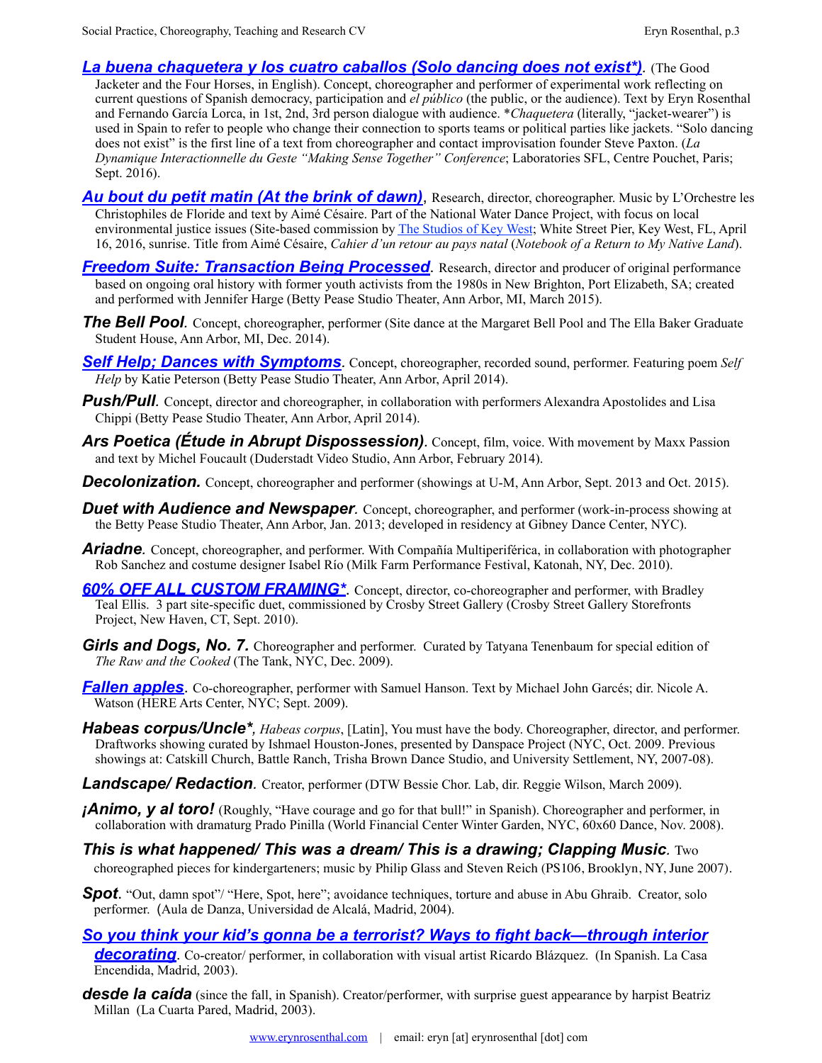***La buena chaquetera y los cuatro caballos (Solo dancing does not exist*)***. (The Good Jacketer and the Four Horses, in English). Concept, choreographer and performer of experimental work reflecting on current questions of Spanish democracy, participation and *el público* (the public, or the audience). Text by Eryn Rosenthal and Fernando García Lorca, in 1st, 2nd, 3rd person dialogue with audience. **Chaquetera* (literally, "jacket-wearer") is used in Spain to refer to people who change their connection to sports teams or political parties like jackets. "Solo dancing does not exist" is the first line of a text from choreographer and contact improvisation founder Steve Paxton. (*La Dynamique Interactionnelle du Geste "Making Sense Together" Conference*; Laboratories SFL, Centre Pouchet, Paris; Sept. 2016).

***Au bout du petit matin (At the brink of dawn)***, Research, director, choreographer. Music by L'Orchestre les Christophiles de Floride and text by Aimé Césaire. Part of the National Water Dance Project, with focus on local environmental justice issues (Site-based commission by The Studios of Key West; White Street Pier, Key West, FL, April 16, 2016, sunrise. Title from Aimé Césaire, *Cahier d'un retour au pays natal* (*Notebook of a Return to My Native Land*).

***Freedom Suite: Transaction Being Processed***. Research, director and producer of original performance based on ongoing oral history with former youth activists from the 1980s in New Brighton, Port Elizabeth, SA; created and performed with Jennifer Harge (Betty Pease Studio Theater, Ann Arbor, MI, March 2015).

***The Bell Pool***. Concept, choreographer, performer (Site dance at the Margaret Bell Pool and The Ella Baker Graduate Student House, Ann Arbor, MI, Dec. 2014).

***Self Help; Dances with Symptoms***. Concept, choreographer, recorded sound, performer. Featuring poem *Self Help* by Katie Peterson (Betty Pease Studio Theater, Ann Arbor, April 2014).

***Push/Pull***. Concept, director and choreographer, in collaboration with performers Alexandra Apostolides and Lisa Chippi (Betty Pease Studio Theater, Ann Arbor, April 2014).

***Ars Poetica (Étude in Abrupt Dispossession)***. Concept, film, voice. With movement by Maxx Passion and text by Michel Foucault (Duderstadt Video Studio, Ann Arbor, February 2014).

***Decolonization.*** Concept, choreographer and performer (showings at U-M, Ann Arbor, Sept. 2013 and Oct. 2015).

***Duet with Audience and Newspaper***. Concept, choreographer, and performer (work-in-process showing at the Betty Pease Studio Theater, Ann Arbor, Jan. 2013; developed in residency at Gibney Dance Center, NYC).

***Ariadne***. Concept, choreographer, and performer. With Compañía Multiperiférica, in collaboration with photographer Rob Sanchez and costume designer Isabel Río (Milk Farm Performance Festival, Katonah, NY, Dec. 2010).

***60% OFF ALL CUSTOM FRAMING****. Concept, director, co-choreographer and performer, with Bradley Teal Ellis. 3 part site-specific duet, commissioned by Crosby Street Gallery (Crosby Street Gallery Storefronts Project, New Haven, CT, Sept. 2010).

***Girls and Dogs, No. 7.*** Choreographer and performer. Curated by Tatyana Tenenbaum for special edition of *The Raw and the Cooked* (The Tank, NYC, Dec. 2009).

***Fallen apples***. Co-choreographer, performer with Samuel Hanson. Text by Michael John Garcés; dir. Nicole A. Watson (HERE Arts Center, NYC; Sept. 2009).

***Habeas corpus/Uncle****, *Habeas corpus*, [Latin], You must have the body. Choreographer, director, and performer. Draftworks showing curated by Ishmael Houston-Jones, presented by Danspace Project (NYC, Oct. 2009. Previous showings at: Catskill Church, Battle Ranch, Trisha Brown Dance Studio, and University Settlement, NY, 2007-08).

***Landscape/ Redaction***. Creator, performer (DTW Bessie Chor. Lab, dir. Reggie Wilson, March 2009).

***¡Animo, y al toro!*** (Roughly, "Have courage and go for that bull!" in Spanish). Choreographer and performer, in collaboration with dramaturg Prado Pinilla (World Financial Center Winter Garden, NYC, 60x60 Dance, Nov. 2008).

***This is what happened/ This was a dream/ This is a drawing; Clapping Music***. Two choreographed pieces for kindergarteners; music by Philip Glass and Steven Reich (PS106, Brooklyn, NY, June 2007).

***Spot***. "Out, damn spot"/ "Here, Spot, here"; avoidance techniques, torture and abuse in Abu Ghraib. Creator, solo performer. (Aula de Danza, Universidad de Alcalá, Madrid, 2004).

***So you think your kid's gonna be a terrorist? Ways to fight back—through interior decorating***. Co-creator/ performer, in collaboration with visual artist Ricardo Blázquez. (In Spanish. La Casa Encendida, Madrid, 2003).

***desde la caída*** (since the fall, in Spanish). Creator/performer, with surprise guest appearance by harpist Beatriz Millan (La Cuarta Pared, Madrid, 2003).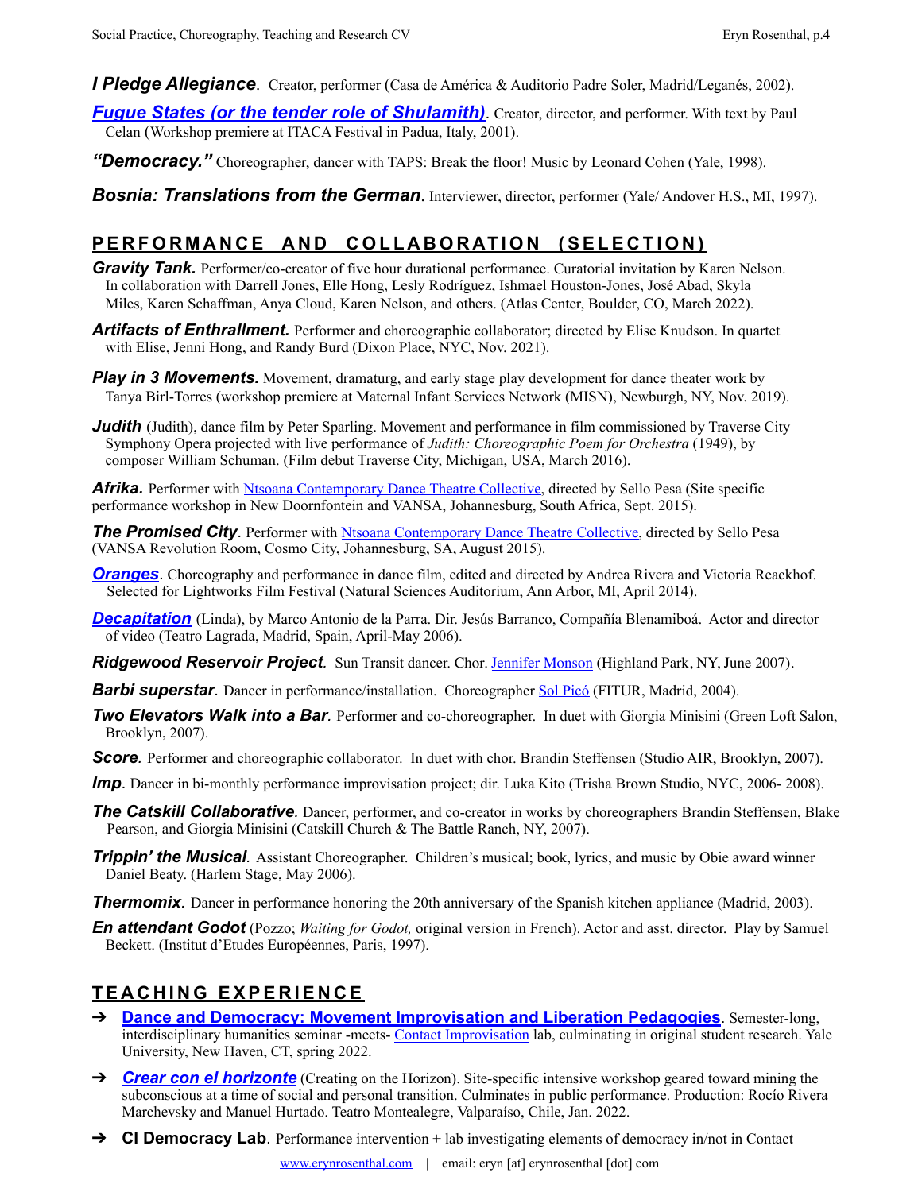***I Pledge Allegiance***. Creator, performer (Casa de América & Auditorio Padre Soler, Madrid/Leganés, 2002).

***Fugue States (or the tender role of Shulamith)***. Creator, director, and performer. With text by Paul Celan (Workshop premiere at ITACA Festival in Padua, Italy, 2001).

***"Democracy."*** Choreographer, dancer with TAPS: Break the floor! Music by Leonard Cohen (Yale, 1998).

***Bosnia: Translations from the German***. Interviewer, director, performer (Yale/ Andover H.S., MI, 1997).

## PERFORMANCE AND COLLABORATION (SELECTION)

***Gravity Tank.*** Performer/co-creator of five hour durational performance. Curatorial invitation by Karen Nelson. In collaboration with Darrell Jones, Elle Hong, Lesly Rodríguez, Ishmael Houston-Jones, José Abad, Skyla Miles, Karen Schaffman, Anya Cloud, Karen Nelson, and others. (Atlas Center, Boulder, CO, March 2022).

***Artifacts of Enthrallment.*** Performer and choreographic collaborator; directed by Elise Knudson. In quartet with Elise, Jenni Hong, and Randy Burd (Dixon Place, NYC, Nov. 2021).

***Play in 3 Movements.*** Movement, dramaturg, and early stage play development for dance theater work by Tanya Birl-Torres (workshop premiere at Maternal Infant Services Network (MISN), Newburgh, NY, Nov. 2019).

***Judith*** (Judith), dance film by Peter Sparling. Movement and performance in film commissioned by Traverse City Symphony Opera projected with live performance of *Judith: Choreographic Poem for Orchestra* (1949), by composer William Schuman. (Film debut Traverse City, Michigan, USA, March 2016).

***Afrika.*** Performer with Ntsoana Contemporary Dance Theatre Collective, directed by Sello Pesa (Site specific performance workshop in New Doornfontein and VANSA, Johannesburg, South Africa, Sept. 2015).

***The Promised City***. Performer with Ntsoana Contemporary Dance Theatre Collective, directed by Sello Pesa (VANSA Revolution Room, Cosmo City, Johannesburg, SA, August 2015).

***Oranges***. Choreography and performance in dance film, edited and directed by Andrea Rivera and Victoria Reackhof. Selected for Lightworks Film Festival (Natural Sciences Auditorium, Ann Arbor, MI, April 2014).

***Decapitation*** (Linda), by Marco Antonio de la Parra. Dir. Jesús Barranco, Compañía Blenamiboá. Actor and director of video (Teatro Lagrada, Madrid, Spain, April-May 2006).

***Ridgewood Reservoir Project***. Sun Transit dancer. Chor. Jennifer Monson (Highland Park, NY, June 2007).

***Barbi superstar***. Dancer in performance/installation. Choreographer Sol Picó (FITUR, Madrid, 2004).

***Two Elevators Walk into a Bar***. Performer and co-choreographer. In duet with Giorgia Minisini (Green Loft Salon, Brooklyn, 2007).

***Score***. Performer and choreographic collaborator. In duet with chor. Brandin Steffensen (Studio AIR, Brooklyn, 2007).

***Imp***. Dancer in bi-monthly performance improvisation project; dir. Luka Kito (Trisha Brown Studio, NYC, 2006- 2008).

***The Catskill Collaborative***. Dancer, performer, and co-creator in works by choreographers Brandin Steffensen, Blake Pearson, and Giorgia Minisini (Catskill Church & The Battle Ranch, NY, 2007).

***Trippin' the Musical***. Assistant Choreographer. Children's musical; book, lyrics, and music by Obie award winner Daniel Beaty. (Harlem Stage, May 2006).

***Thermomix***. Dancer in performance honoring the 20th anniversary of the Spanish kitchen appliance (Madrid, 2003).

***En attendant Godot*** (Pozzo; *Waiting for Godot,* original version in French). Actor and asst. director. Play by Samuel Beckett. (Institut d'Etudes Européennes, Paris, 1997).

## TEACHING EXPERIENCE

- **Dance and Democracy: Movement Improvisation and Liberation Pedagogies**. Semester-long, interdisciplinary humanities seminar -meets- Contact Improvisation lab, culminating in original student research. Yale University, New Haven, CT, spring 2022.
- ***Crear con el horizonte*** (Creating on the Horizon). Site-specific intensive workshop geared toward mining the subconscious at a time of social and personal transition. Culminates in public performance. Production: Rocío Rivera Marchevsky and Manuel Hurtado. Teatro Montealegre, Valparaíso, Chile, Jan. 2022.
- **CI Democracy Lab**. Performance intervention + lab investigating elements of democracy in/not in Contact

www.erynrosenthal.com | email: eryn [at] erynrosenthal [dot] com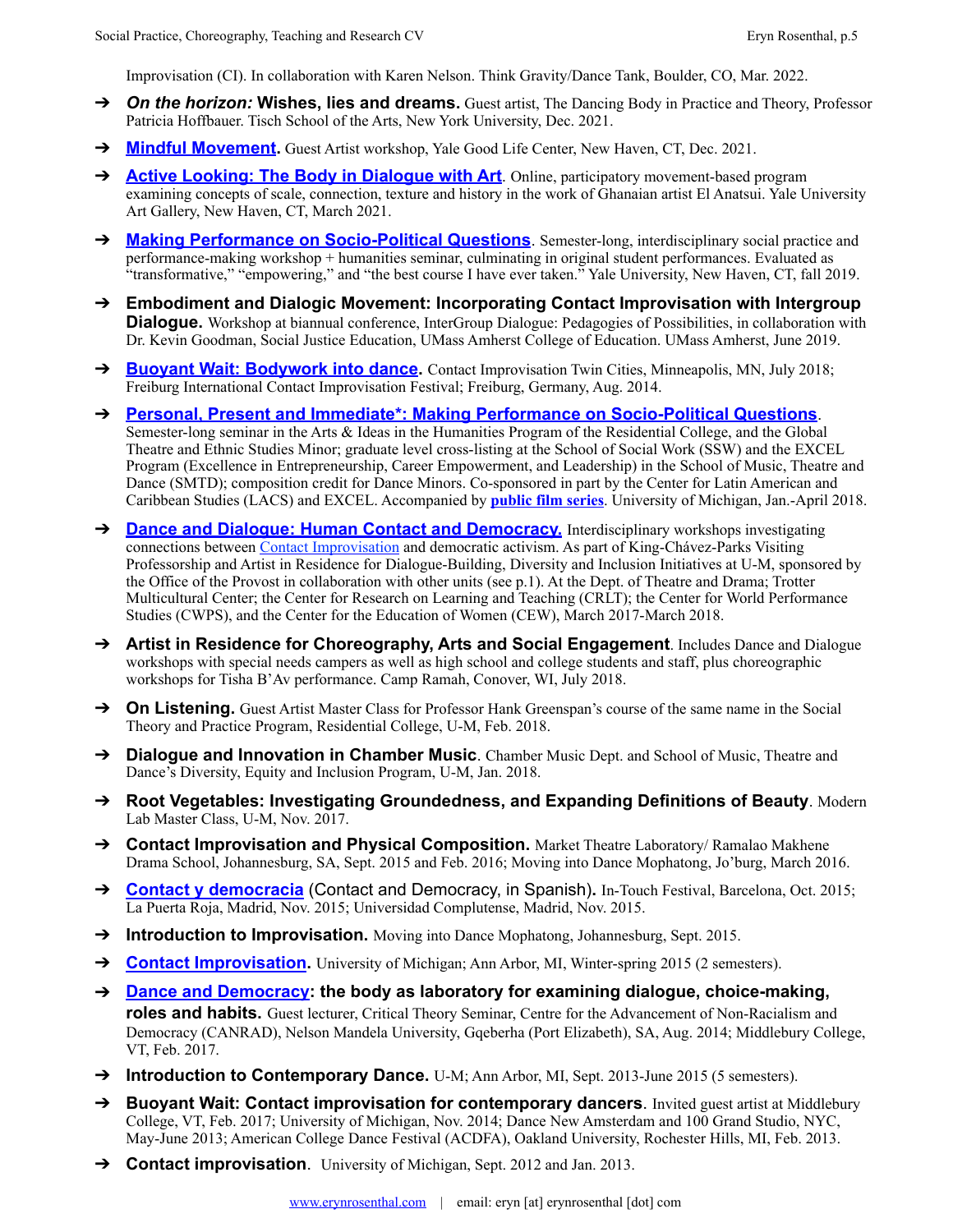Improvisation (CI). In collaboration with Karen Nelson. Think Gravity/Dance Tank, Boulder, CO, Mar. 2022.

- ***On the horizon:* Wishes, lies and dreams.** Guest artist, The Dancing Body in Practice and Theory, Professor Patricia Hoffbauer. Tisch School of the Arts, New York University, Dec. 2021.
- **Mindful Movement.** Guest Artist workshop, Yale Good Life Center, New Haven, CT, Dec. 2021.
- **Active Looking: The Body in Dialogue with Art**. Online, participatory movement-based program examining concepts of scale, connection, texture and history in the work of Ghanaian artist El Anatsui. Yale University Art Gallery, New Haven, CT, March 2021.
- **Making Performance on Socio-Political Questions**. Semester-long, interdisciplinary social practice and performance-making workshop + humanities seminar, culminating in original student performances. Evaluated as "transformative," "empowering," and "the best course I have ever taken." Yale University, New Haven, CT, fall 2019.
- **Embodiment and Dialogic Movement: Incorporating Contact Improvisation with Intergroup Dialogue.** Workshop at biannual conference, InterGroup Dialogue: Pedagogies of Possibilities, in collaboration with Dr. Kevin Goodman, Social Justice Education, UMass Amherst College of Education. UMass Amherst, June 2019.
- **Buoyant Wait: Bodywork into dance.** Contact Improvisation Twin Cities, Minneapolis, MN, July 2018; Freiburg International Contact Improvisation Festival; Freiburg, Germany, Aug. 2014.
- **Personal, Present and Immediate*: Making Performance on Socio-Political Questions**. Semester-long seminar in the Arts & Ideas in the Humanities Program of the Residential College, and the Global Theatre and Ethnic Studies Minor; graduate level cross-listing at the School of Social Work (SSW) and the EXCEL Program (Excellence in Entrepreneurship, Career Empowerment, and Leadership) in the School of Music, Theatre and Dance (SMTD); composition credit for Dance Minors. Co-sponsored in part by the Center for Latin American and Caribbean Studies (LACS) and EXCEL. Accompanied by **public film series**. University of Michigan, Jan.-April 2018.
- **Dance and Dialogue: Human Contact and Democracy.** Interdisciplinary workshops investigating connections between Contact Improvisation and democratic activism. As part of King-Chávez-Parks Visiting Professorship and Artist in Residence for Dialogue-Building, Diversity and Inclusion Initiatives at U-M, sponsored by the Office of the Provost in collaboration with other units (see p.1). At the Dept. of Theatre and Drama; Trotter Multicultural Center; the Center for Research on Learning and Teaching (CRLT); the Center for World Performance Studies (CWPS), and the Center for the Education of Women (CEW), March 2017-March 2018.
- **Artist in Residence for Choreography, Arts and Social Engagement**. Includes Dance and Dialogue workshops with special needs campers as well as high school and college students and staff, plus choreographic workshops for Tisha B'Av performance. Camp Ramah, Conover, WI, July 2018.
- **On Listening.** Guest Artist Master Class for Professor Hank Greenspan's course of the same name in the Social Theory and Practice Program, Residential College, U-M, Feb. 2018.
- **Dialogue and Innovation in Chamber Music**. Chamber Music Dept. and School of Music, Theatre and Dance's Diversity, Equity and Inclusion Program, U-M, Jan. 2018.
- **Root Vegetables: Investigating Groundedness, and Expanding Definitions of Beauty**. Modern Lab Master Class, U-M, Nov. 2017.
- **Contact Improvisation and Physical Composition.** Market Theatre Laboratory/ Ramalao Makhene Drama School, Johannesburg, SA, Sept. 2015 and Feb. 2016; Moving into Dance Mophatong, Jo'burg, March 2016.
- **Contact y democracia** (Contact and Democracy, in Spanish). In-Touch Festival, Barcelona, Oct. 2015; La Puerta Roja, Madrid, Nov. 2015; Universidad Complutense, Madrid, Nov. 2015.
- **Introduction to Improvisation.** Moving into Dance Mophatong, Johannesburg, Sept. 2015.
- **Contact Improvisation.** University of Michigan; Ann Arbor, MI, Winter-spring 2015 (2 semesters).
- **Dance and Democracy: the body as laboratory for examining dialogue, choice-making, roles and habits.** Guest lecturer, Critical Theory Seminar, Centre for the Advancement of Non-Racialism and Democracy (CANRAD), Nelson Mandela University, Gqeberha (Port Elizabeth), SA, Aug. 2014; Middlebury College, VT, Feb. 2017.
- **Introduction to Contemporary Dance.** U-M; Ann Arbor, MI, Sept. 2013-June 2015 (5 semesters).
- **Buoyant Wait: Contact improvisation for contemporary dancers**. Invited guest artist at Middlebury College, VT, Feb. 2017; University of Michigan, Nov. 2014; Dance New Amsterdam and 100 Grand Studio, NYC, May-June 2013; American College Dance Festival (ACDFA), Oakland University, Rochester Hills, MI, Feb. 2013.
- **Contact improvisation**. University of Michigan, Sept. 2012 and Jan. 2013.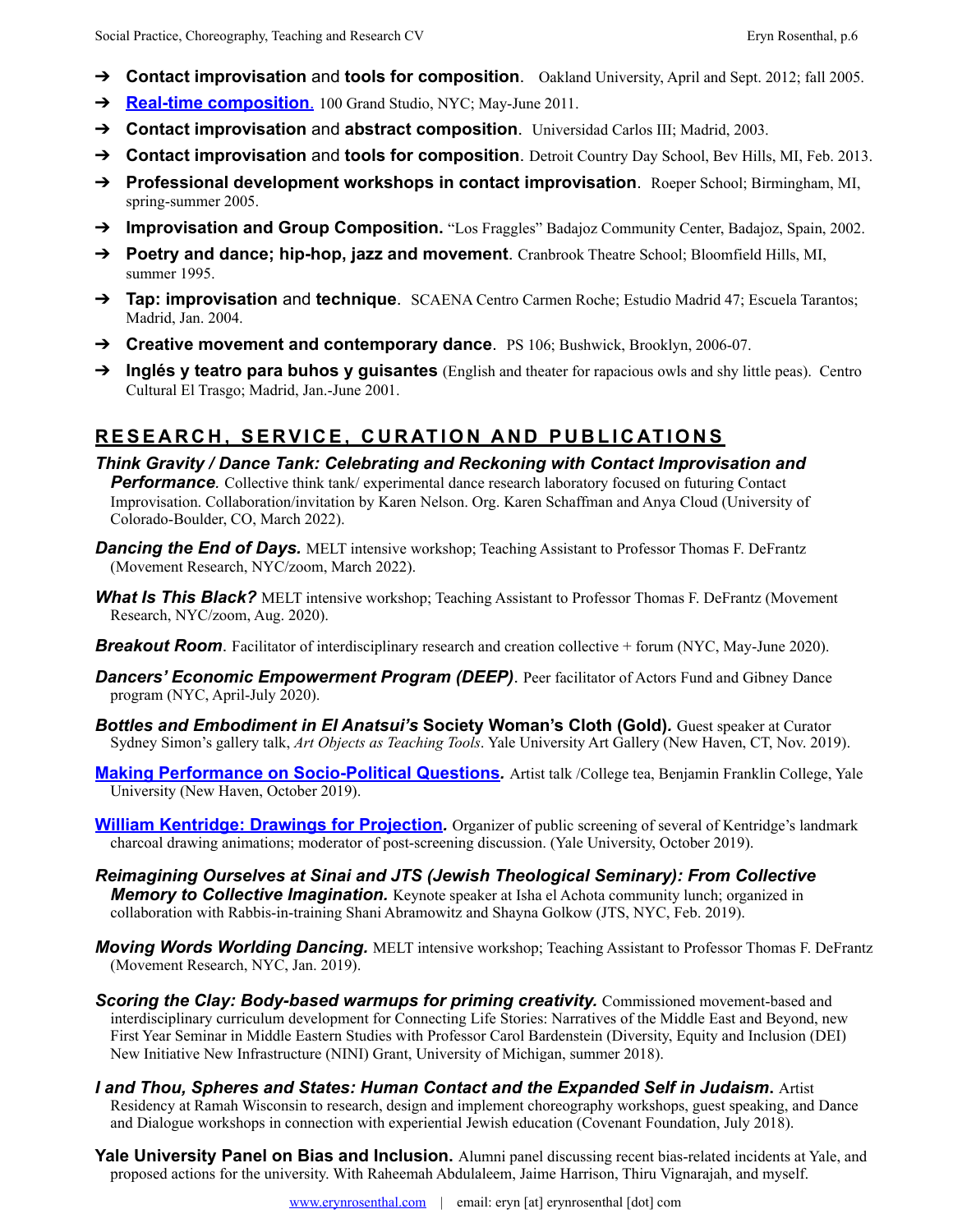- **Contact improvisation** and **tools for composition**. Oakland University, April and Sept. 2012; fall 2005.
- **[Real-time composition](#)**. 100 Grand Studio, NYC; May-June 2011.
- **Contact improvisation** and **abstract composition**. Universidad Carlos III; Madrid, 2003.
- **Contact improvisation** and **tools for composition**. Detroit Country Day School, Bev Hills, MI, Feb. 2013.
- **Professional development workshops in contact improvisation**. Roeper School; Birmingham, MI, spring-summer 2005.
- **Improvisation and Group Composition.** "Los Fraggles" Badajoz Community Center, Badajoz, Spain, 2002.
- **Poetry and dance; hip-hop, jazz and movement**. Cranbrook Theatre School; Bloomfield Hills, MI, summer 1995.
- **Tap: improvisation** and **technique**. SCAENA Centro Carmen Roche; Estudio Madrid 47; Escuela Tarantos; Madrid, Jan. 2004.
- **Creative movement and contemporary dance**. PS 106; Bushwick, Brooklyn, 2006-07.
- **Inglés y teatro para buhos y guisantes** (English and theater for rapacious owls and shy little peas). Centro Cultural El Trasgo; Madrid, Jan.-June 2001.

## RESEARCH, SERVICE, CURATION AND PUBLICATIONS

***Think Gravity / Dance Tank: Celebrating and Reckoning with Contact Improvisation and Performance***. Collective think tank/ experimental dance research laboratory focused on futuring Contact Improvisation. Collaboration/invitation by Karen Nelson. Org. Karen Schaffman and Anya Cloud (University of Colorado-Boulder, CO, March 2022).

***Dancing the End of Days.*** MELT intensive workshop; Teaching Assistant to Professor Thomas F. DeFrantz (Movement Research, NYC/zoom, March 2022).

***What Is This Black?*** MELT intensive workshop; Teaching Assistant to Professor Thomas F. DeFrantz (Movement Research, NYC/zoom, Aug. 2020).

***Breakout Room***. Facilitator of interdisciplinary research and creation collective + forum (NYC, May-June 2020).

***Dancers' Economic Empowerment Program (DEEP)***. Peer facilitator of Actors Fund and Gibney Dance program (NYC, April-July 2020).

***Bottles and Embodiment in El Anatsui's* Society Woman's Cloth (Gold)*.*** Guest speaker at Curator Sydney Simon's gallery talk, *Art Objects as Teaching Tools*. Yale University Art Gallery (New Haven, CT, Nov. 2019).

***[Making Performance on Socio-Political Questions](#)***. Artist talk /College tea, Benjamin Franklin College, Yale University (New Haven, October 2019).

***[William Kentridge: Drawings for Projection](#)***. Organizer of public screening of several of Kentridge's landmark charcoal drawing animations; moderator of post-screening discussion. (Yale University, October 2019).

***Reimagining Ourselves at Sinai and JTS (Jewish Theological Seminary): From Collective Memory to Collective Imagination.*** Keynote speaker at Isha el Achota community lunch; organized in collaboration with Rabbis-in-training Shani Abramowitz and Shayna Golkow (JTS, NYC, Feb. 2019).

***Moving Words Worlding Dancing.*** MELT intensive workshop; Teaching Assistant to Professor Thomas F. DeFrantz (Movement Research, NYC, Jan. 2019).

***Scoring the Clay: Body-based warmups for priming creativity.*** Commissioned movement-based and interdisciplinary curriculum development for Connecting Life Stories: Narratives of the Middle East and Beyond, new First Year Seminar in Middle Eastern Studies with Professor Carol Bardenstein (Diversity, Equity and Inclusion (DEI) New Initiative New Infrastructure (NINI) Grant, University of Michigan, summer 2018).

***I and Thou, Spheres and States: Human Contact and the Expanded Self in Judaism***. Artist Residency at Ramah Wisconsin to research, design and implement choreography workshops, guest speaking, and Dance and Dialogue workshops in connection with experiential Jewish education (Covenant Foundation, July 2018).

**Yale University Panel on Bias and Inclusion.** Alumni panel discussing recent bias-related incidents at Yale, and proposed actions for the university. With Raheemah Abdulaleem, Jaime Harrison, Thiru Vignarajah, and myself.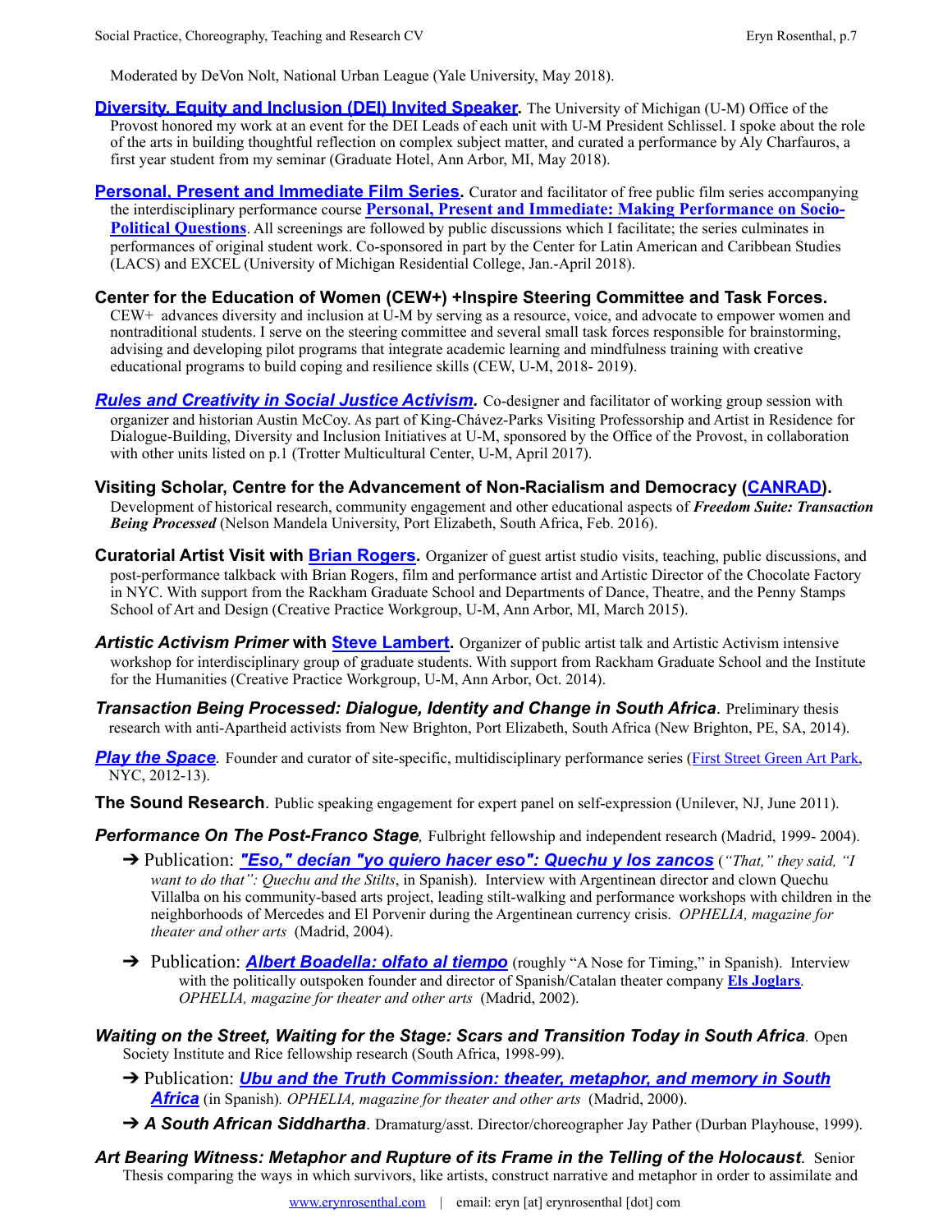Moderated by DeVon Nolt, National Urban League (Yale University, May 2018).

**Diversity, Equity and Inclusion (DEI) Invited Speaker.** The University of Michigan (U-M) Office of the Provost honored my work at an event for the DEI Leads of each unit with U-M President Schlissel. I spoke about the role of the arts in building thoughtful reflection on complex subject matter, and curated a performance by Aly Charfauros, a first year student from my seminar (Graduate Hotel, Ann Arbor, MI, May 2018).

**Personal, Present and Immediate Film Series.** Curator and facilitator of free public film series accompanying the interdisciplinary performance course **Personal, Present and Immediate: Making Performance on Socio-Political Questions**. All screenings are followed by public discussions which I facilitate; the series culminates in performances of original student work. Co-sponsored in part by the Center for Latin American and Caribbean Studies (LACS) and EXCEL (University of Michigan Residential College, Jan.-April 2018).

**Center for the Education of Women (CEW+) +Inspire Steering Committee and Task Forces.** CEW+ advances diversity and inclusion at U-M by serving as a resource, voice, and advocate to empower women and nontraditional students. I serve on the steering committee and several small task forces responsible for brainstorming, advising and developing pilot programs that integrate academic learning and mindfulness training with creative educational programs to build coping and resilience skills (CEW, U-M, 2018- 2019).

***Rules and Creativity in Social Justice Activism.*** Co-designer and facilitator of working group session with organizer and historian Austin McCoy. As part of King-Chávez-Parks Visiting Professorship and Artist in Residence for Dialogue-Building, Diversity and Inclusion Initiatives at U-M, sponsored by the Office of the Provost, in collaboration with other units listed on p.1 (Trotter Multicultural Center, U-M, April 2017).

**Visiting Scholar, Centre for the Advancement of Non-Racialism and Democracy (CANRAD).** Development of historical research, community engagement and other educational aspects of ***Freedom Suite: Transaction Being Processed*** (Nelson Mandela University, Port Elizabeth, South Africa, Feb. 2016).

**Curatorial Artist Visit with Brian Rogers.** Organizer of guest artist studio visits, teaching, public discussions, and post-performance talkback with Brian Rogers, film and performance artist and Artistic Director of the Chocolate Factory in NYC. With support from the Rackham Graduate School and Departments of Dance, Theatre, and the Penny Stamps School of Art and Design (Creative Practice Workgroup, U-M, Ann Arbor, MI, March 2015).

***Artistic Activism Primer* with Steve Lambert.** Organizer of public artist talk and Artistic Activism intensive workshop for interdisciplinary group of graduate students. With support from Rackham Graduate School and the Institute for the Humanities (Creative Practice Workgroup, U-M, Ann Arbor, Oct. 2014).

***Transaction Being Processed: Dialogue, Identity and Change in South Africa***. Preliminary thesis research with anti-Apartheid activists from New Brighton, Port Elizabeth, South Africa (New Brighton, PE, SA, 2014).

***Play the Space.*** Founder and curator of site-specific, multidisciplinary performance series (First Street Green Art Park, NYC, 2012-13).

**The Sound Research**. Public speaking engagement for expert panel on self-expression (Unilever, NJ, June 2011).

***Performance On The Post-Franco Stage**,* Fulbright fellowship and independent research (Madrid, 1999- 2004).

- ➔ Publication: ***"Eso," decían "yo quiero hacer eso": Quechu y los zancos*** (*"That," they said, "I want to do that": Quechu and the Stilts*, in Spanish). Interview with Argentinean director and clown Quechu Villalba on his community-based arts project, leading stilt-walking and performance workshops with children in the neighborhoods of Mercedes and El Porvenir during the Argentinean currency crisis. *OPHELIA, magazine for theater and other arts* (Madrid, 2004).
- ➔ Publication: ***Albert Boadella: olfato al tiempo*** (roughly "A Nose for Timing," in Spanish). Interview with the politically outspoken founder and director of Spanish/Catalan theater company **Els Joglars**. *OPHELIA, magazine for theater and other arts* (Madrid, 2002).

***Waiting on the Street, Waiting for the Stage: Scars and Transition Today in South Africa****.* Open Society Institute and Rice fellowship research (South Africa, 1998-99).

- ➔ Publication: ***Ubu and the Truth Commission: theater, metaphor, and memory in South Africa*** (in Spanish)*. OPHELIA, magazine for theater and other arts* (Madrid, 2000).
- ➔ ***A South African Siddhartha***. Dramaturg/asst. Director/choreographer Jay Pather (Durban Playhouse, 1999).

***Art Bearing Witness: Metaphor and Rupture of its Frame in the Telling of the Holocaust****.* Senior Thesis comparing the ways in which survivors, like artists, construct narrative and metaphor in order to assimilate and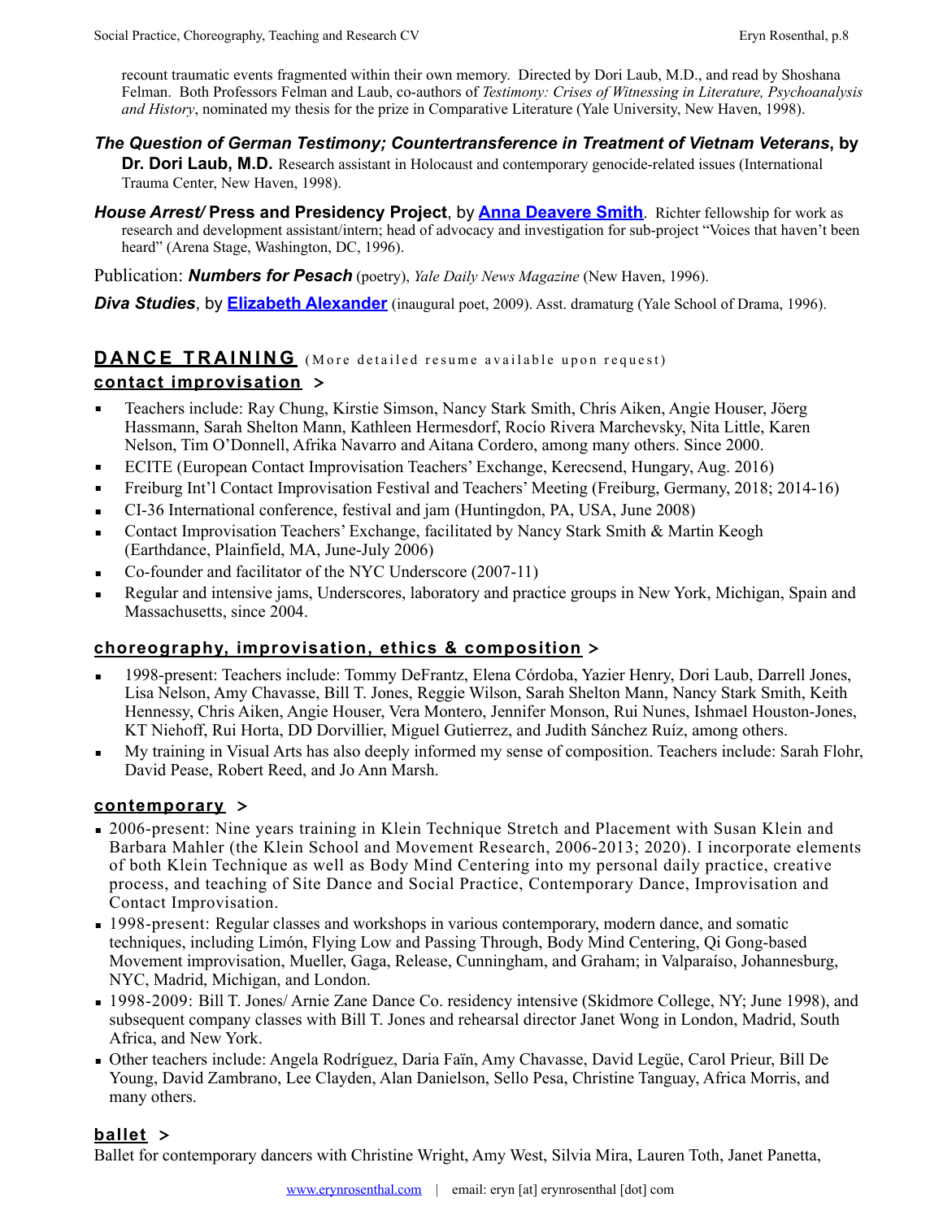recount traumatic events fragmented within their own memory. Directed by Dori Laub, M.D., and read by Shoshana Felman. Both Professors Felman and Laub, co-authors of *Testimony: Crises of Witnessing in Literature, Psychoanalysis and History*, nominated my thesis for the prize in Comparative Literature (Yale University, New Haven, 1998).

***The Question of German Testimony; Countertransference in Treatment of Vietnam Veterans*, by Dr. Dori Laub, M.D.** Research assistant in Holocaust and contemporary genocide-related issues (International Trauma Center, New Haven, 1998).

***House Arrest/* Press and Presidency Project**, by **[Anna Deavere Smith]**. Richter fellowship for work as research and development assistant/intern; head of advocacy and investigation for sub-project "Voices that haven't been heard" (Arena Stage, Washington, DC, 1996).

Publication: ***Numbers for Pesach*** (poetry), *Yale Daily News Magazine* (New Haven, 1996).

***Diva Studies***, by **[Elizabeth Alexander]** (inaugural poet, 2009). Asst. dramaturg (Yale School of Drama, 1996).

## DANCE TRAINING (More detailed resume available upon request)

### contact improvisation >

- Teachers include: Ray Chung, Kirstie Simson, Nancy Stark Smith, Chris Aiken, Angie Houser, Jöerg Hassmann, Sarah Shelton Mann, Kathleen Hermesdorf, Rocío Rivera Marchevsky, Nita Little, Karen Nelson, Tim O'Donnell, Afrika Navarro and Aitana Cordero, among many others. Since 2000.
- ECITE (European Contact Improvisation Teachers' Exchange, Kerecsend, Hungary, Aug. 2016)
- Freiburg Int'l Contact Improvisation Festival and Teachers' Meeting (Freiburg, Germany, 2018; 2014-16)
- CI-36 International conference, festival and jam (Huntingdon, PA, USA, June 2008)
- Contact Improvisation Teachers' Exchange, facilitated by Nancy Stark Smith & Martin Keogh (Earthdance, Plainfield, MA, June-July 2006)
- Co-founder and facilitator of the NYC Underscore (2007-11)
- Regular and intensive jams, Underscores, laboratory and practice groups in New York, Michigan, Spain and Massachusetts, since 2004.

### choreography, improvisation, ethics & composition >

- 1998-present: Teachers include: Tommy DeFrantz, Elena Córdoba, Yazier Henry, Dori Laub, Darrell Jones, Lisa Nelson, Amy Chavasse, Bill T. Jones, Reggie Wilson, Sarah Shelton Mann, Nancy Stark Smith, Keith Hennessy, Chris Aiken, Angie Houser, Vera Montero, Jennifer Monson, Rui Nunes, Ishmael Houston-Jones, KT Niehoff, Rui Horta, DD Dorvillier, Miguel Gutierrez, and Judith Sánchez Ruíz, among others.
- My training in Visual Arts has also deeply informed my sense of composition. Teachers include: Sarah Flohr, David Pease, Robert Reed, and Jo Ann Marsh.

### contemporary >

- 2006-present: Nine years training in Klein Technique Stretch and Placement with Susan Klein and Barbara Mahler (the Klein School and Movement Research, 2006-2013; 2020). I incorporate elements of both Klein Technique as well as Body Mind Centering into my personal daily practice, creative process, and teaching of Site Dance and Social Practice, Contemporary Dance, Improvisation and Contact Improvisation.
- 1998-present: Regular classes and workshops in various contemporary, modern dance, and somatic techniques, including Limón, Flying Low and Passing Through, Body Mind Centering, Qi Gong-based Movement improvisation, Mueller, Gaga, Release, Cunningham, and Graham; in Valparaíso, Johannesburg, NYC, Madrid, Michigan, and London.
- 1998-2009: Bill T. Jones/ Arnie Zane Dance Co. residency intensive (Skidmore College, NY; June 1998), and subsequent company classes with Bill T. Jones and rehearsal director Janet Wong in London, Madrid, South Africa, and New York.
- Other teachers include: Angela Rodríguez, Daria Faïn, Amy Chavasse, David Legüe, Carol Prieur, Bill De Young, David Zambrano, Lee Clayden, Alan Danielson, Sello Pesa, Christine Tanguay, Africa Morris, and many others.

### ballet >

Ballet for contemporary dancers with Christine Wright, Amy West, Silvia Mira, Lauren Toth, Janet Panetta,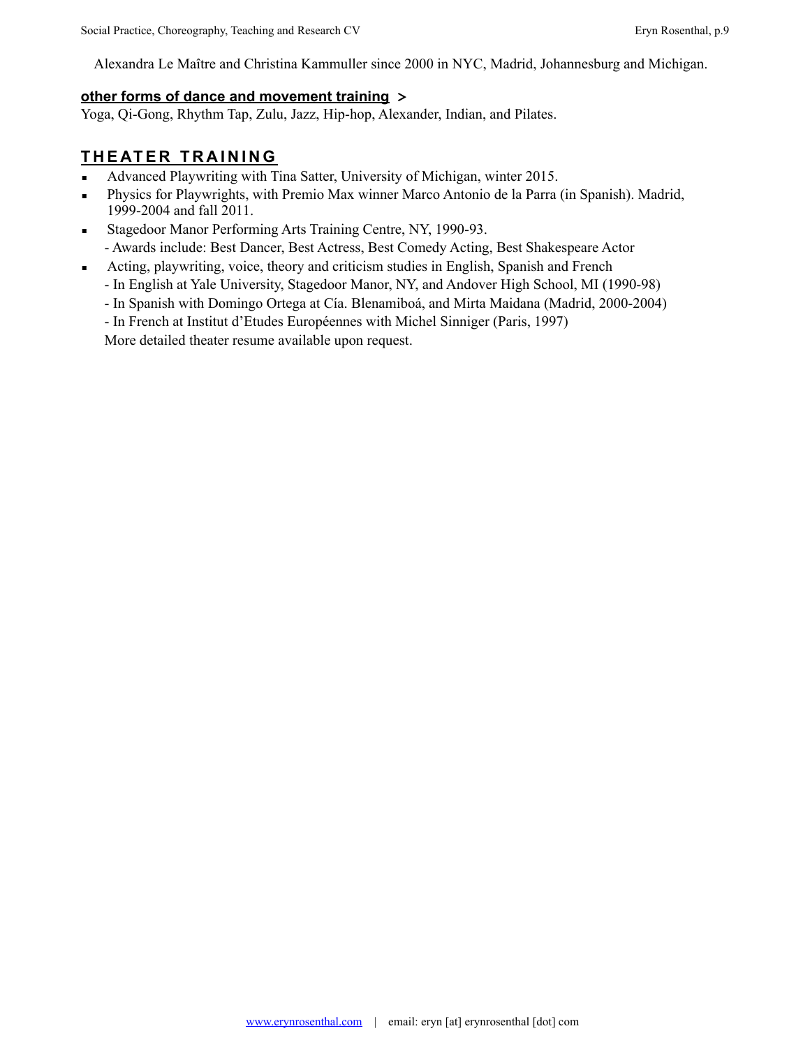Alexandra Le Maître and Christina Kammuller since 2000 in NYC, Madrid, Johannesburg and Michigan.

**other forms of dance and movement training >**

Yoga, Qi-Gong, Rhythm Tap, Zulu, Jazz, Hip-hop, Alexander, Indian, and Pilates.

## THEATER TRAINING

- Advanced Playwriting with Tina Satter, University of Michigan, winter 2015.
- Physics for Playwrights, with Premio Max winner Marco Antonio de la Parra (in Spanish). Madrid, 1999-2004 and fall 2011.
- Stagedoor Manor Performing Arts Training Centre, NY, 1990-93.
  - Awards include: Best Dancer, Best Actress, Best Comedy Acting, Best Shakespeare Actor
- Acting, playwriting, voice, theory and criticism studies in English, Spanish and French
  - In English at Yale University, Stagedoor Manor, NY, and Andover High School, MI (1990-98)
  - In Spanish with Domingo Ortega at Cía. Blenamiboá, and Mirta Maidana (Madrid, 2000-2004)
  - In French at Institut d'Etudes Européennes with Michel Sinniger (Paris, 1997)

  More detailed theater resume available upon request.